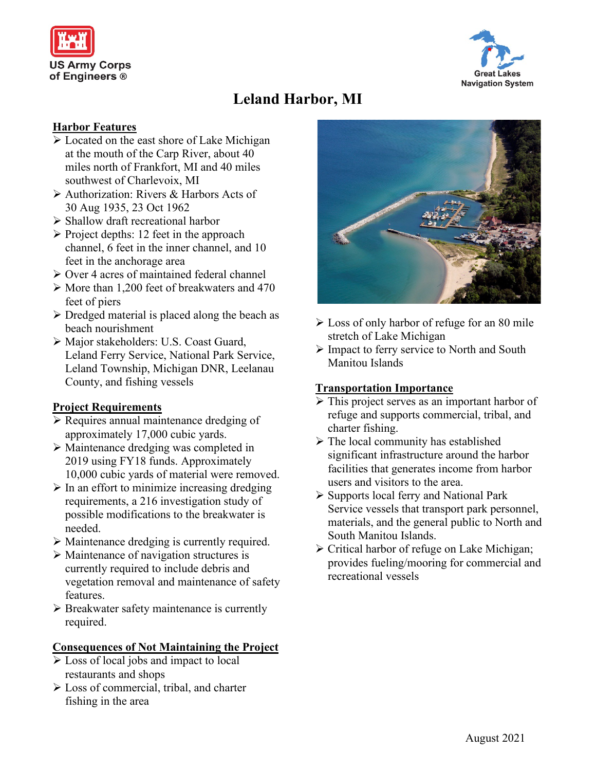US Army Corps of Engineers ®

Great Lakes Navigation System

# Leland Harbor, MI

## Harbor Features

- Located on the east shore of Lake Michigan at the mouth of the Carp River, about 40 miles north of Frankfort, MI and 40 miles southwest of Charlevoix, MI
- Authorization: Rivers & Harbors Acts of 30 Aug 1935, 23 Oct 1962
- Shallow draft recreational harbor
- Project depths: 12 feet in the approach channel, 6 feet in the inner channel, and 10 feet in the anchorage area
- Over 4 acres of maintained federal channel
- More than 1,200 feet of breakwaters and 470 feet of piers
- Dredged material is placed along the beach as beach nourishment
- Major stakeholders: U.S. Coast Guard, Leland Ferry Service, National Park Service, Leland Township, Michigan DNR, Leelanau County, and fishing vessels

## Project Requirements

- Requires annual maintenance dredging of approximately 17,000 cubic yards.
- Maintenance dredging was completed in 2019 using FY18 funds. Approximately 10,000 cubic yards of material were removed.
- In an effort to minimize increasing dredging requirements, a 216 investigation study of possible modifications to the breakwater is needed.
- Maintenance dredging is currently required.
- Maintenance of navigation structures is currently required to include debris and vegetation removal and maintenance of safety features.
- Breakwater safety maintenance is currently required.

## Consequences of Not Maintaining the Project

- Loss of local jobs and impact to local restaurants and shops
- Loss of commercial, tribal, and charter fishing in the area
- Loss of only harbor of refuge for an 80 mile stretch of Lake Michigan
- Impact to ferry service to North and South Manitou Islands

## Transportation Importance

- This project serves as an important harbor of refuge and supports commercial, tribal, and charter fishing.
- The local community has established significant infrastructure around the harbor facilities that generates income from harbor users and visitors to the area.
- Supports local ferry and National Park Service vessels that transport park personnel, materials, and the general public to North and South Manitou Islands.
- Critical harbor of refuge on Lake Michigan; provides fueling/mooring for commercial and recreational vessels

August 2021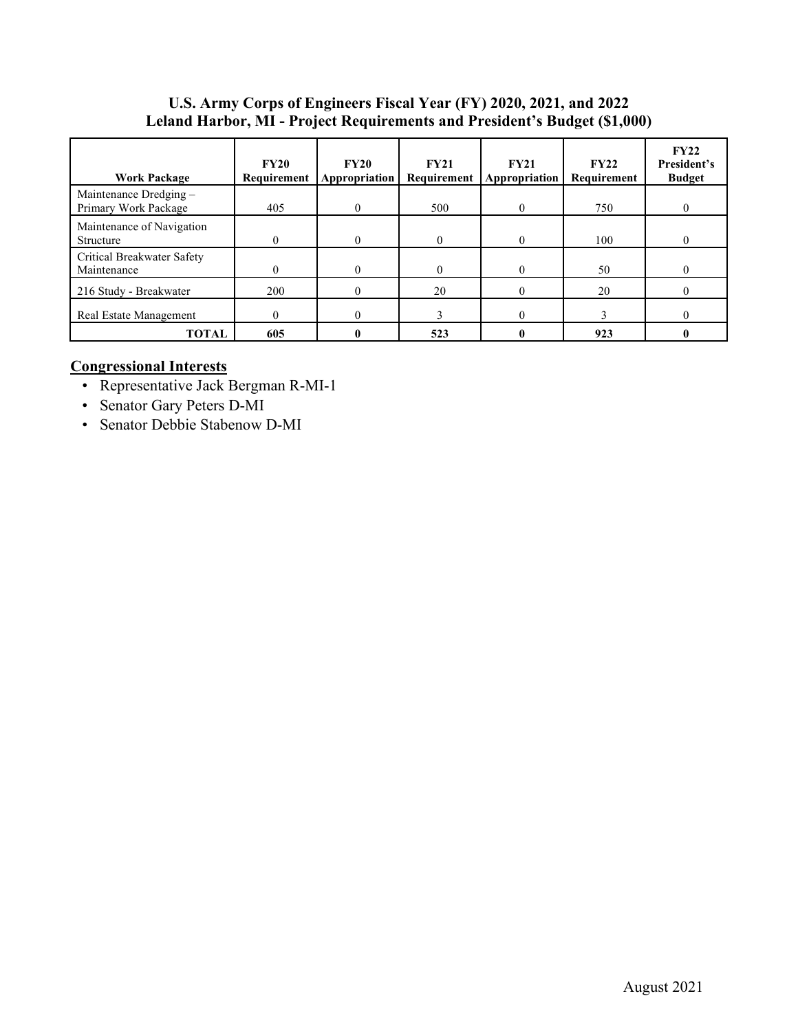**U.S. Army Corps of Engineers Fiscal Year (FY) 2020, 2021, and 2022**
**Leland Harbor, MI - Project Requirements and President's Budget ($1,000)**

| Work Package | FY20 Requirement | FY20 Appropriation | FY21 Requirement | FY21 Appropriation | FY22 Requirement | FY22 President's Budget |
|---|---|---|---|---|---|---|
| Maintenance Dredging – Primary Work Package | 405 | 0 | 500 | 0 | 750 | 0 |
| Maintenance of Navigation Structure | 0 | 0 | 0 | 0 | 100 | 0 |
| Critical Breakwater Safety Maintenance | 0 | 0 | 0 | 0 | 50 | 0 |
| 216 Study - Breakwater | 200 | 0 | 20 | 0 | 20 | 0 |
| Real Estate Management | 0 | 0 | 3 | 0 | 3 | 0 |
| **TOTAL** | **605** | **0** | **523** | **0** | **923** | **0** |

## Congressional Interests

- Representative Jack Bergman R-MI-1
- Senator Gary Peters D-MI
- Senator Debbie Stabenow D-MI

August 2021